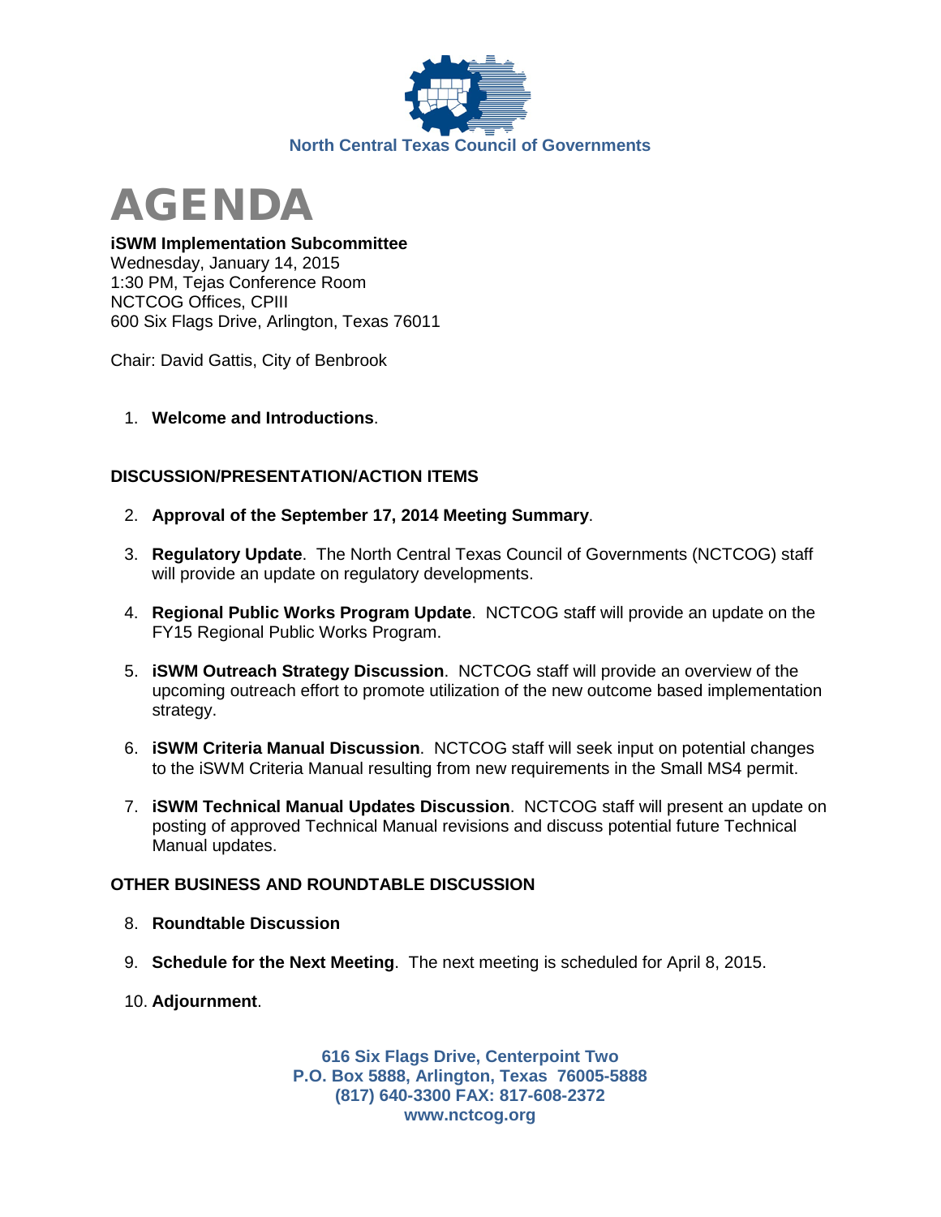North Central Texas Council of Governments

# AGENDA

**iSWM Implementation Subcommittee**
Wednesday, January 14, 2015
1:30 PM, Tejas Conference Room
NCTCOG Offices, CPIII
600 Six Flags Drive, Arlington, Texas 76011

Chair: David Gattis, City of Benbrook

1. **Welcome and Introductions**.

## DISCUSSION/PRESENTATION/ACTION ITEMS

2. **Approval of the September 17, 2014 Meeting Summary**.

3. **Regulatory Update**. The North Central Texas Council of Governments (NCTCOG) staff will provide an update on regulatory developments.

4. **Regional Public Works Program Update**. NCTCOG staff will provide an update on the FY15 Regional Public Works Program.

5. **iSWM Outreach Strategy Discussion**. NCTCOG staff will provide an overview of the upcoming outreach effort to promote utilization of the new outcome based implementation strategy.

6. **iSWM Criteria Manual Discussion**. NCTCOG staff will seek input on potential changes to the iSWM Criteria Manual resulting from new requirements in the Small MS4 permit.

7. **iSWM Technical Manual Updates Discussion**. NCTCOG staff will present an update on posting of approved Technical Manual revisions and discuss potential future Technical Manual updates.

## OTHER BUSINESS AND ROUNDTABLE DISCUSSION

8. **Roundtable Discussion**

9. **Schedule for the Next Meeting**. The next meeting is scheduled for April 8, 2015.

10. **Adjournment**.

616 Six Flags Drive, Centerpoint Two
P.O. Box 5888, Arlington, Texas 76005-5888
(817) 640-3300 FAX: 817-608-2372
www.nctcog.org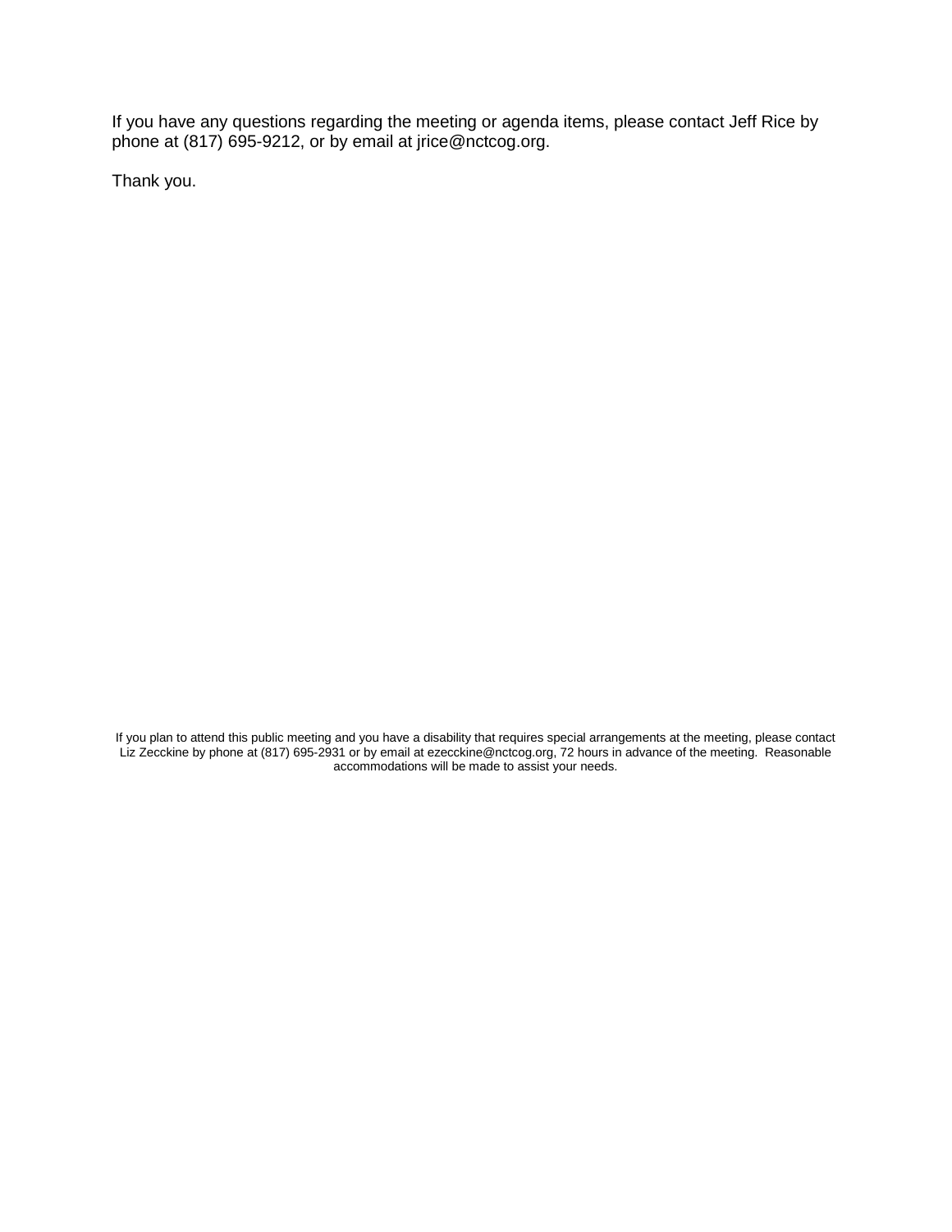If you have any questions regarding the meeting or agenda items, please contact Jeff Rice by phone at (817) 695-9212, or by email at jrice@nctcog.org.

Thank you.

If you plan to attend this public meeting and you have a disability that requires special arrangements at the meeting, please contact Liz Zecckine by phone at (817) 695-2931 or by email at ezecckine@nctcog.org, 72 hours in advance of the meeting. Reasonable accommodations will be made to assist your needs.